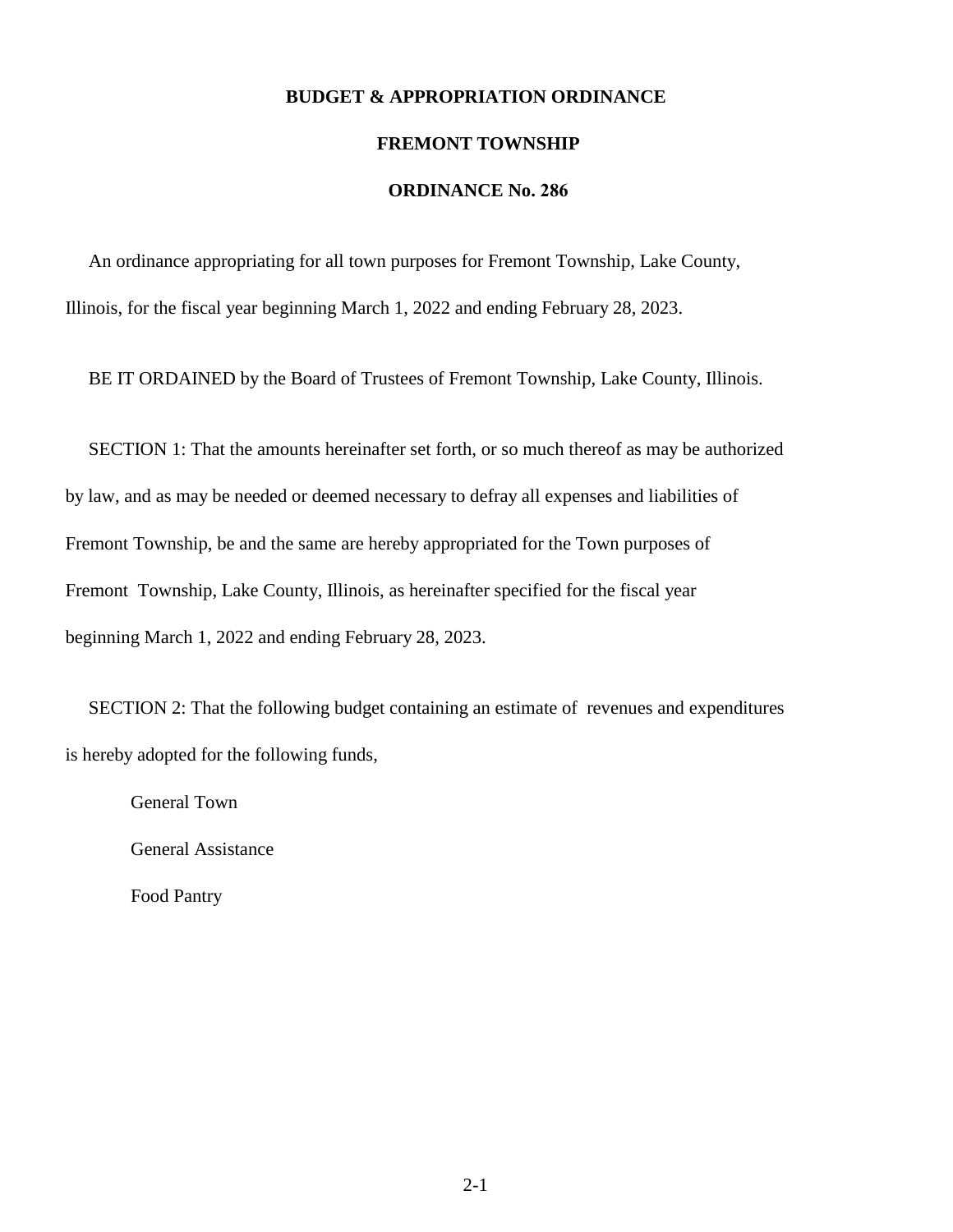# BUDGET & APPROPRIATION ORDINANCE

## FREMONT TOWNSHIP

## ORDINANCE No. 286

An ordinance appropriating for all town purposes for Fremont Township, Lake County, Illinois, for the fiscal year beginning March 1, 2022 and ending February 28, 2023.

BE IT ORDAINED by the Board of Trustees of Fremont Township, Lake County, Illinois.

SECTION 1: That the amounts hereinafter set forth, or so much thereof as may be authorized by law, and as may be needed or deemed necessary to defray all expenses and liabilities of Fremont Township, be and the same are hereby appropriated for the Town purposes of Fremont Township, Lake County, Illinois, as hereinafter specified for the fiscal year beginning March 1, 2022 and ending February 28, 2023.

SECTION 2: That the following budget containing an estimate of revenues and expenditures is hereby adopted for the following funds,

General Town

General Assistance

Food Pantry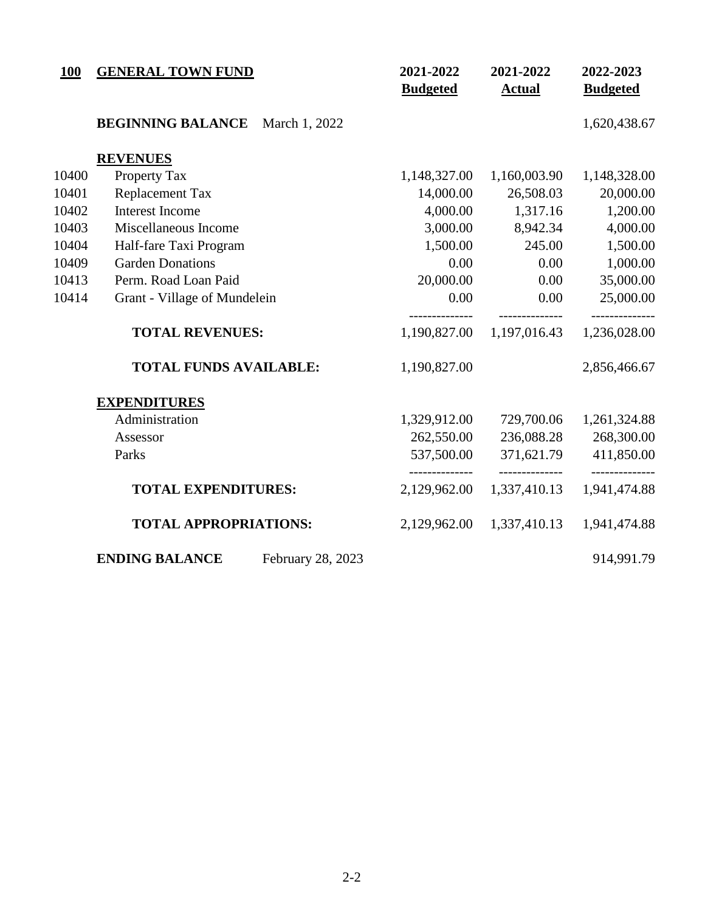| 100 | GENERAL TOWN FUND | 2021-2022 Budgeted | 2021-2022 Actual | 2022-2023 Budgeted |
|---|---|---|---|---|
| | **BEGINNING BALANCE** March 1, 2022 | | | 1,620,438.67 |
| | **REVENUES** | | | |
| 10400 | Property Tax | 1,148,327.00 | 1,160,003.90 | 1,148,328.00 |
| 10401 | Replacement Tax | 14,000.00 | 26,508.03 | 20,000.00 |
| 10402 | Interest Income | 4,000.00 | 1,317.16 | 1,200.00 |
| 10403 | Miscellaneous Income | 3,000.00 | 8,942.34 | 4,000.00 |
| 10404 | Half-fare Taxi Program | 1,500.00 | 245.00 | 1,500.00 |
| 10409 | Garden Donations | 0.00 | 0.00 | 1,000.00 |
| 10413 | Perm. Road Loan Paid | 20,000.00 | 0.00 | 35,000.00 |
| 10414 | Grant - Village of Mundelein | 0.00 | 0.00 | 25,000.00 |
| | **TOTAL REVENUES:** | 1,190,827.00 | 1,197,016.43 | 1,236,028.00 |
| | **TOTAL FUNDS AVAILABLE:** | 1,190,827.00 | | 2,856,466.67 |
| | **EXPENDITURES** | | | |
| | Administration | 1,329,912.00 | 729,700.06 | 1,261,324.88 |
| | Assessor | 262,550.00 | 236,088.28 | 268,300.00 |
| | Parks | 537,500.00 | 371,621.79 | 411,850.00 |
| | **TOTAL EXPENDITURES:** | 2,129,962.00 | 1,337,410.13 | 1,941,474.88 |
| | **TOTAL APPROPRIATIONS:** | 2,129,962.00 | 1,337,410.13 | 1,941,474.88 |
| | **ENDING BALANCE** February 28, 2023 | | | 914,991.79 |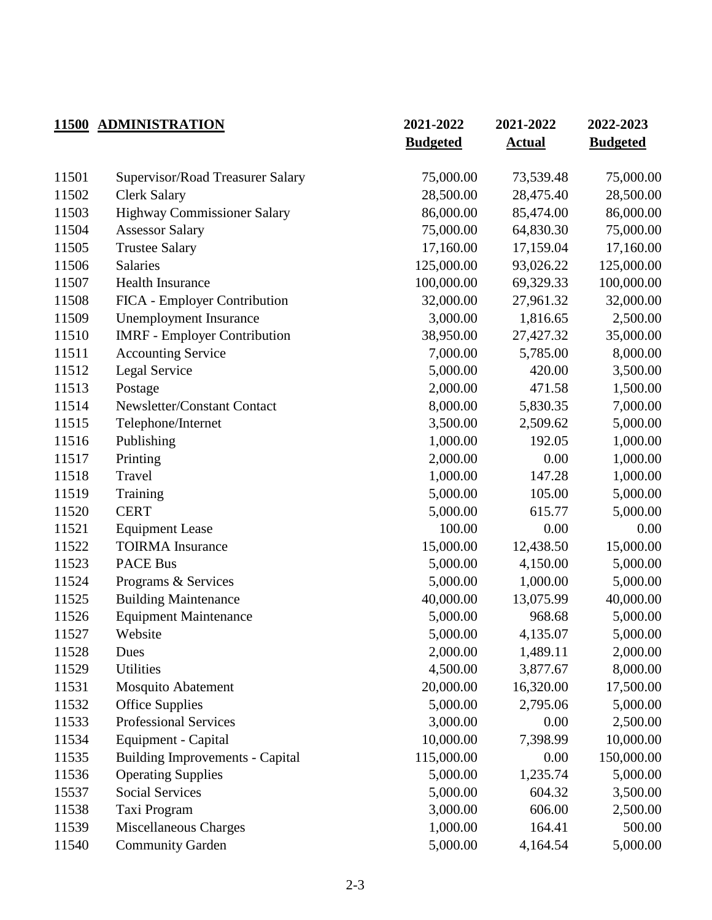| **11500** | **ADMINISTRATION** | **2021-2022 Budgeted** | **2021-2022 Actual** | **2022-2023 Budgeted** |
|---|---|---|---|---|
| 11501 | Supervisor/Road Treasurer Salary | 75,000.00 | 73,539.48 | 75,000.00 |
| 11502 | Clerk Salary | 28,500.00 | 28,475.40 | 28,500.00 |
| 11503 | Highway Commissioner Salary | 86,000.00 | 85,474.00 | 86,000.00 |
| 11504 | Assessor Salary | 75,000.00 | 64,830.30 | 75,000.00 |
| 11505 | Trustee Salary | 17,160.00 | 17,159.04 | 17,160.00 |
| 11506 | Salaries | 125,000.00 | 93,026.22 | 125,000.00 |
| 11507 | Health Insurance | 100,000.00 | 69,329.33 | 100,000.00 |
| 11508 | FICA - Employer Contribution | 32,000.00 | 27,961.32 | 32,000.00 |
| 11509 | Unemployment Insurance | 3,000.00 | 1,816.65 | 2,500.00 |
| 11510 | IMRF - Employer Contribution | 38,950.00 | 27,427.32 | 35,000.00 |
| 11511 | Accounting Service | 7,000.00 | 5,785.00 | 8,000.00 |
| 11512 | Legal Service | 5,000.00 | 420.00 | 3,500.00 |
| 11513 | Postage | 2,000.00 | 471.58 | 1,500.00 |
| 11514 | Newsletter/Constant Contact | 8,000.00 | 5,830.35 | 7,000.00 |
| 11515 | Telephone/Internet | 3,500.00 | 2,509.62 | 5,000.00 |
| 11516 | Publishing | 1,000.00 | 192.05 | 1,000.00 |
| 11517 | Printing | 2,000.00 | 0.00 | 1,000.00 |
| 11518 | Travel | 1,000.00 | 147.28 | 1,000.00 |
| 11519 | Training | 5,000.00 | 105.00 | 5,000.00 |
| 11520 | CERT | 5,000.00 | 615.77 | 5,000.00 |
| 11521 | Equipment Lease | 100.00 | 0.00 | 0.00 |
| 11522 | TOIRMA Insurance | 15,000.00 | 12,438.50 | 15,000.00 |
| 11523 | PACE Bus | 5,000.00 | 4,150.00 | 5,000.00 |
| 11524 | Programs & Services | 5,000.00 | 1,000.00 | 5,000.00 |
| 11525 | Building Maintenance | 40,000.00 | 13,075.99 | 40,000.00 |
| 11526 | Equipment Maintenance | 5,000.00 | 968.68 | 5,000.00 |
| 11527 | Website | 5,000.00 | 4,135.07 | 5,000.00 |
| 11528 | Dues | 2,000.00 | 1,489.11 | 2,000.00 |
| 11529 | Utilities | 4,500.00 | 3,877.67 | 8,000.00 |
| 11531 | Mosquito Abatement | 20,000.00 | 16,320.00 | 17,500.00 |
| 11532 | Office Supplies | 5,000.00 | 2,795.06 | 5,000.00 |
| 11533 | Professional Services | 3,000.00 | 0.00 | 2,500.00 |
| 11534 | Equipment - Capital | 10,000.00 | 7,398.99 | 10,000.00 |
| 11535 | Building Improvements - Capital | 115,000.00 | 0.00 | 150,000.00 |
| 11536 | Operating Supplies | 5,000.00 | 1,235.74 | 5,000.00 |
| 15537 | Social Services | 5,000.00 | 604.32 | 3,500.00 |
| 11538 | Taxi Program | 3,000.00 | 606.00 | 2,500.00 |
| 11539 | Miscellaneous Charges | 1,000.00 | 164.41 | 500.00 |
| 11540 | Community Garden | 5,000.00 | 4,164.54 | 5,000.00 |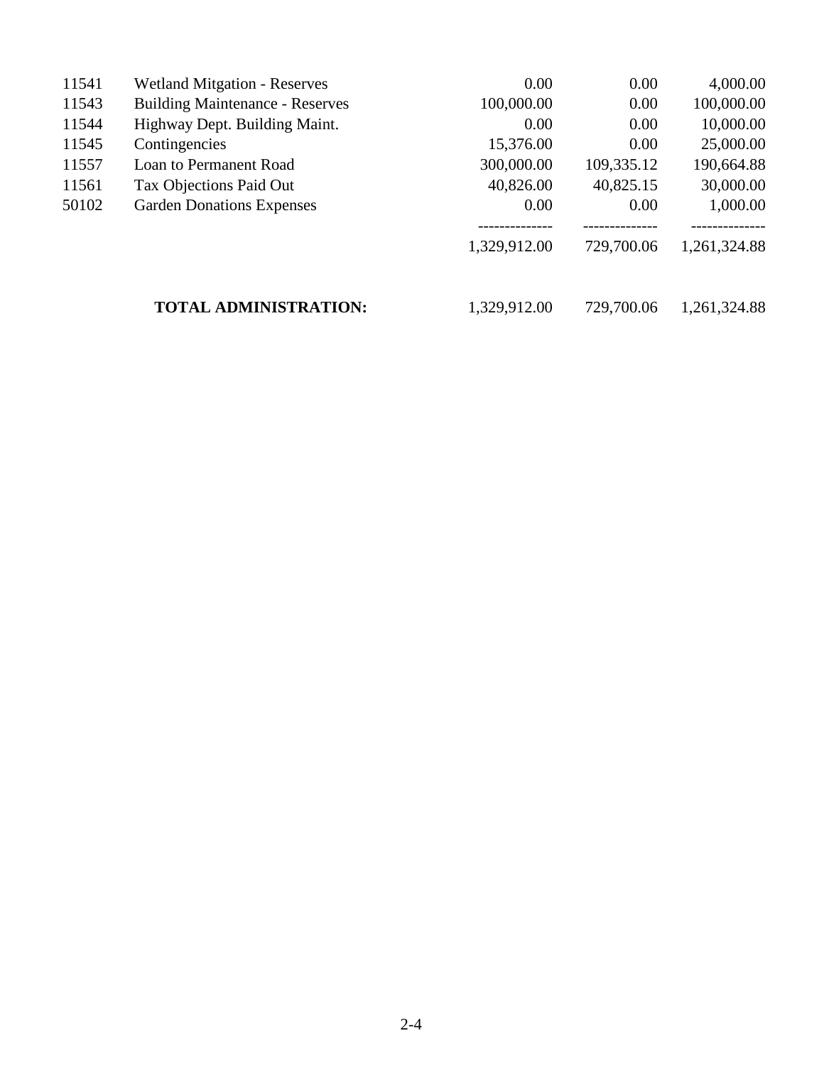| | | | | |
|---|---|---|---|---|
| 11541 | Wetland Mitgation - Reserves | 0.00 | 0.00 | 4,000.00 |
| 11543 | Building Maintenance - Reserves | 100,000.00 | 0.00 | 100,000.00 |
| 11544 | Highway Dept. Building Maint. | 0.00 | 0.00 | 10,000.00 |
| 11545 | Contingencies | 15,376.00 | 0.00 | 25,000.00 |
| 11557 | Loan to Permanent Road | 300,000.00 | 109,335.12 | 190,664.88 |
| 11561 | Tax Objections Paid Out | 40,826.00 | 40,825.15 | 30,000.00 |
| 50102 | Garden Donations Expenses | 0.00 | 0.00 | 1,000.00 |
| | | -------------- | -------------- | -------------- |
| | | 1,329,912.00 | 729,700.06 | 1,261,324.88 |
| | **TOTAL ADMINISTRATION:** | 1,329,912.00 | 729,700.06 | 1,261,324.88 |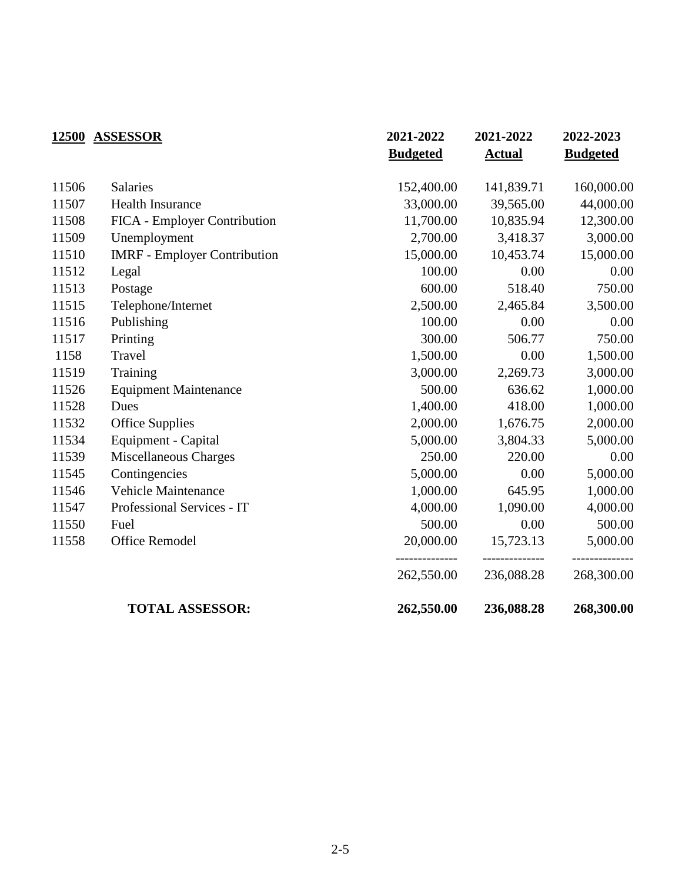| 12500 | ASSESSOR | 2021-2022 Budgeted | 2021-2022 Actual | 2022-2023 Budgeted |
|---|---|---|---|---|
| 11506 | Salaries | 152,400.00 | 141,839.71 | 160,000.00 |
| 11507 | Health Insurance | 33,000.00 | 39,565.00 | 44,000.00 |
| 11508 | FICA - Employer Contribution | 11,700.00 | 10,835.94 | 12,300.00 |
| 11509 | Unemployment | 2,700.00 | 3,418.37 | 3,000.00 |
| 11510 | IMRF - Employer Contribution | 15,000.00 | 10,453.74 | 15,000.00 |
| 11512 | Legal | 100.00 | 0.00 | 0.00 |
| 11513 | Postage | 600.00 | 518.40 | 750.00 |
| 11515 | Telephone/Internet | 2,500.00 | 2,465.84 | 3,500.00 |
| 11516 | Publishing | 100.00 | 0.00 | 0.00 |
| 11517 | Printing | 300.00 | 506.77 | 750.00 |
| 1158 | Travel | 1,500.00 | 0.00 | 1,500.00 |
| 11519 | Training | 3,000.00 | 2,269.73 | 3,000.00 |
| 11526 | Equipment Maintenance | 500.00 | 636.62 | 1,000.00 |
| 11528 | Dues | 1,400.00 | 418.00 | 1,000.00 |
| 11532 | Office Supplies | 2,000.00 | 1,676.75 | 2,000.00 |
| 11534 | Equipment - Capital | 5,000.00 | 3,804.33 | 5,000.00 |
| 11539 | Miscellaneous Charges | 250.00 | 220.00 | 0.00 |
| 11545 | Contingencies | 5,000.00 | 0.00 | 5,000.00 |
| 11546 | Vehicle Maintenance | 1,000.00 | 645.95 | 1,000.00 |
| 11547 | Professional Services - IT | 4,000.00 | 1,090.00 | 4,000.00 |
| 11550 | Fuel | 500.00 | 0.00 | 500.00 |
| 11558 | Office Remodel | 20,000.00 | 15,723.13 | 5,000.00 |
| | | 262,550.00 | 236,088.28 | 268,300.00 |
| | **TOTAL ASSESSOR:** | **262,550.00** | **236,088.28** | **268,300.00** |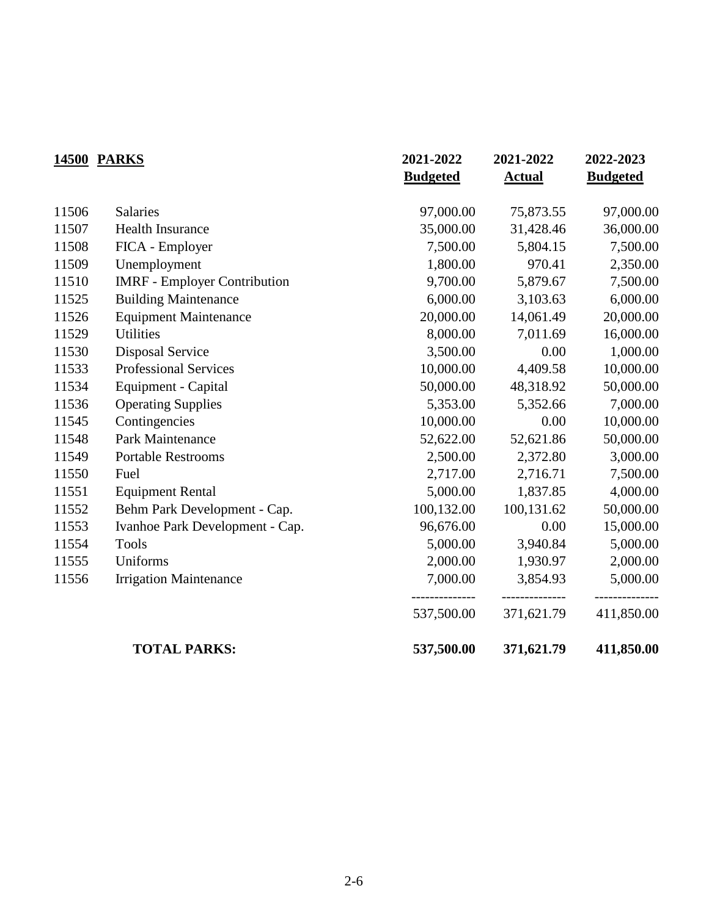| **14500** | **PARKS** | **2021-2022 Budgeted** | **2021-2022 Actual** | **2022-2023 Budgeted** |
|---|---|---|---|---|
| 11506 | Salaries | 97,000.00 | 75,873.55 | 97,000.00 |
| 11507 | Health Insurance | 35,000.00 | 31,428.46 | 36,000.00 |
| 11508 | FICA - Employer | 7,500.00 | 5,804.15 | 7,500.00 |
| 11509 | Unemployment | 1,800.00 | 970.41 | 2,350.00 |
| 11510 | IMRF - Employer Contribution | 9,700.00 | 5,879.67 | 7,500.00 |
| 11525 | Building Maintenance | 6,000.00 | 3,103.63 | 6,000.00 |
| 11526 | Equipment Maintenance | 20,000.00 | 14,061.49 | 20,000.00 |
| 11529 | Utilities | 8,000.00 | 7,011.69 | 16,000.00 |
| 11530 | Disposal Service | 3,500.00 | 0.00 | 1,000.00 |
| 11533 | Professional Services | 10,000.00 | 4,409.58 | 10,000.00 |
| 11534 | Equipment - Capital | 50,000.00 | 48,318.92 | 50,000.00 |
| 11536 | Operating Supplies | 5,353.00 | 5,352.66 | 7,000.00 |
| 11545 | Contingencies | 10,000.00 | 0.00 | 10,000.00 |
| 11548 | Park Maintenance | 52,622.00 | 52,621.86 | 50,000.00 |
| 11549 | Portable Restrooms | 2,500.00 | 2,372.80 | 3,000.00 |
| 11550 | Fuel | 2,717.00 | 2,716.71 | 7,500.00 |
| 11551 | Equipment Rental | 5,000.00 | 1,837.85 | 4,000.00 |
| 11552 | Behm Park Development - Cap. | 100,132.00 | 100,131.62 | 50,000.00 |
| 11553 | Ivanhoe Park Development - Cap. | 96,676.00 | 0.00 | 15,000.00 |
| 11554 | Tools | 5,000.00 | 3,940.84 | 5,000.00 |
| 11555 | Uniforms | 2,000.00 | 1,930.97 | 2,000.00 |
| 11556 | Irrigation Maintenance | 7,000.00 | 3,854.93 | 5,000.00 |
| | | 537,500.00 | 371,621.79 | 411,850.00 |
| | **TOTAL PARKS:** | **537,500.00** | **371,621.79** | **411,850.00** |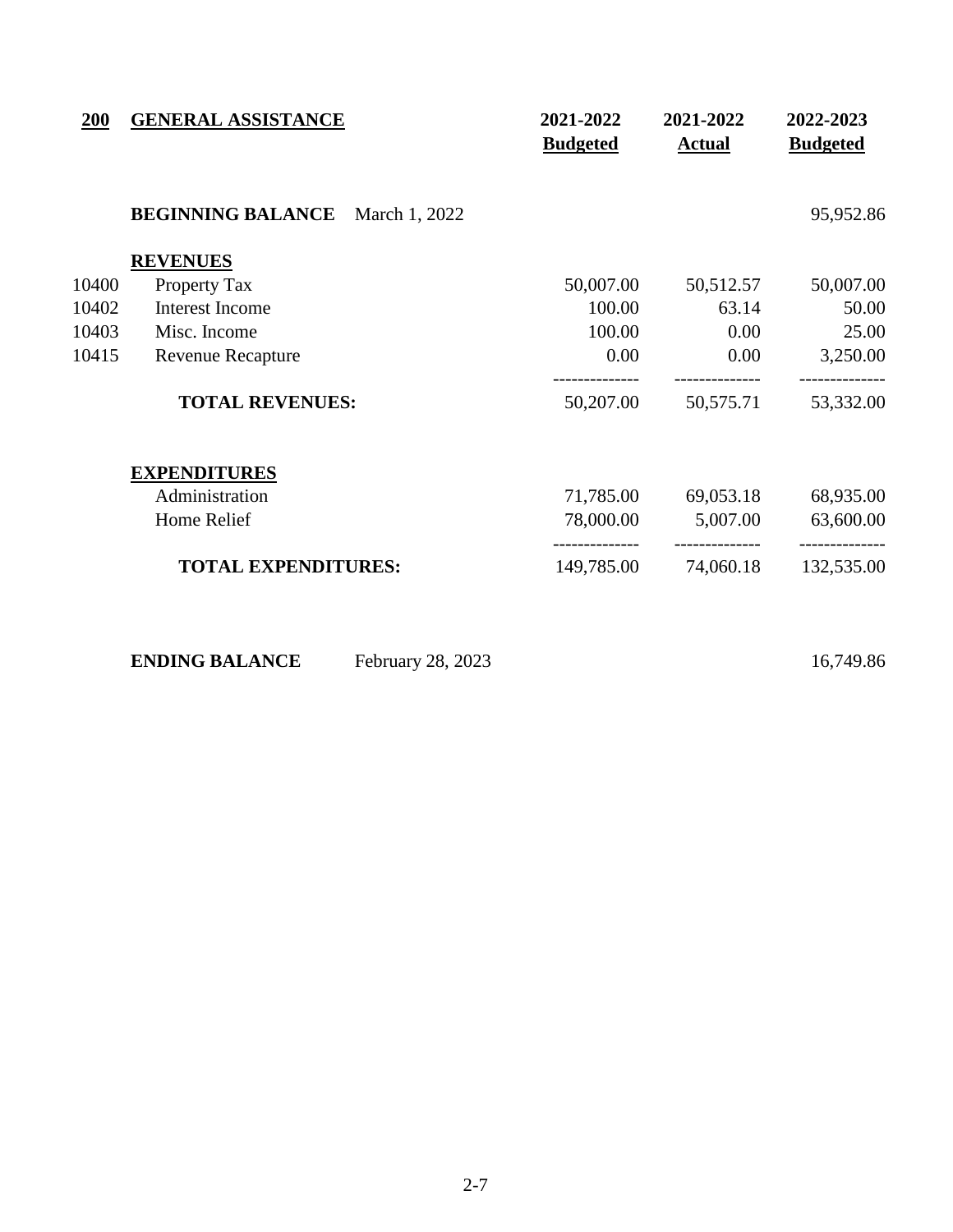| 200 | GENERAL ASSISTANCE | 2021-2022 Budgeted | 2021-2022 Actual | 2022-2023 Budgeted |
|---|---|---|---|---|
| | **BEGINNING BALANCE** March 1, 2022 | | | 95,952.86 |
| | **REVENUES** | | | |
| 10400 | Property Tax | 50,007.00 | 50,512.57 | 50,007.00 |
| 10402 | Interest Income | 100.00 | 63.14 | 50.00 |
| 10403 | Misc. Income | 100.00 | 0.00 | 25.00 |
| 10415 | Revenue Recapture | 0.00 | 0.00 | 3,250.00 |
| | **TOTAL REVENUES:** | 50,207.00 | 50,575.71 | 53,332.00 |
| | **EXPENDITURES** | | | |
| | Administration | 71,785.00 | 69,053.18 | 68,935.00 |
| | Home Relief | 78,000.00 | 5,007.00 | 63,600.00 |
| | **TOTAL EXPENDITURES:** | 149,785.00 | 74,060.18 | 132,535.00 |
| | **ENDING BALANCE** February 28, 2023 | | | 16,749.86 |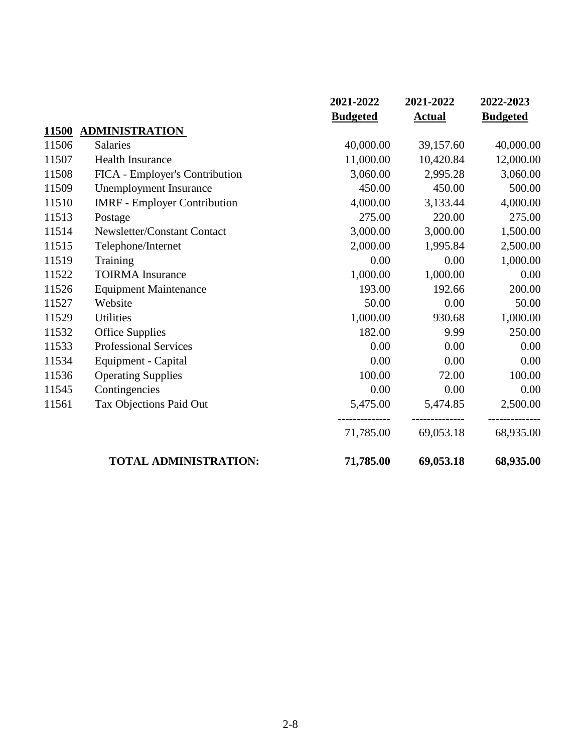| | | 2021-2022 Budgeted | 2021-2022 Actual | 2022-2023 Budgeted |
|---|---|---|---|---|
| **11500** | **ADMINISTRATION** | | | |
| 11506 | Salaries | 40,000.00 | 39,157.60 | 40,000.00 |
| 11507 | Health Insurance | 11,000.00 | 10,420.84 | 12,000.00 |
| 11508 | FICA - Employer's Contribution | 3,060.00 | 2,995.28 | 3,060.00 |
| 11509 | Unemployment Insurance | 450.00 | 450.00 | 500.00 |
| 11510 | IMRF - Employer Contribution | 4,000.00 | 3,133.44 | 4,000.00 |
| 11513 | Postage | 275.00 | 220.00 | 275.00 |
| 11514 | Newsletter/Constant Contact | 3,000.00 | 3,000.00 | 1,500.00 |
| 11515 | Telephone/Internet | 2,000.00 | 1,995.84 | 2,500.00 |
| 11519 | Training | 0.00 | 0.00 | 1,000.00 |
| 11522 | TOIRMA Insurance | 1,000.00 | 1,000.00 | 0.00 |
| 11526 | Equipment Maintenance | 193.00 | 192.66 | 200.00 |
| 11527 | Website | 50.00 | 0.00 | 50.00 |
| 11529 | Utilities | 1,000.00 | 930.68 | 1,000.00 |
| 11532 | Office Supplies | 182.00 | 9.99 | 250.00 |
| 11533 | Professional Services | 0.00 | 0.00 | 0.00 |
| 11534 | Equipment - Capital | 0.00 | 0.00 | 0.00 |
| 11536 | Operating Supplies | 100.00 | 72.00 | 100.00 |
| 11545 | Contingencies | 0.00 | 0.00 | 0.00 |
| 11561 | Tax Objections Paid Out | 5,475.00 | 5,474.85 | 2,500.00 |
| | | 71,785.00 | 69,053.18 | 68,935.00 |
| | **TOTAL ADMINISTRATION:** | **71,785.00** | **69,053.18** | **68,935.00** |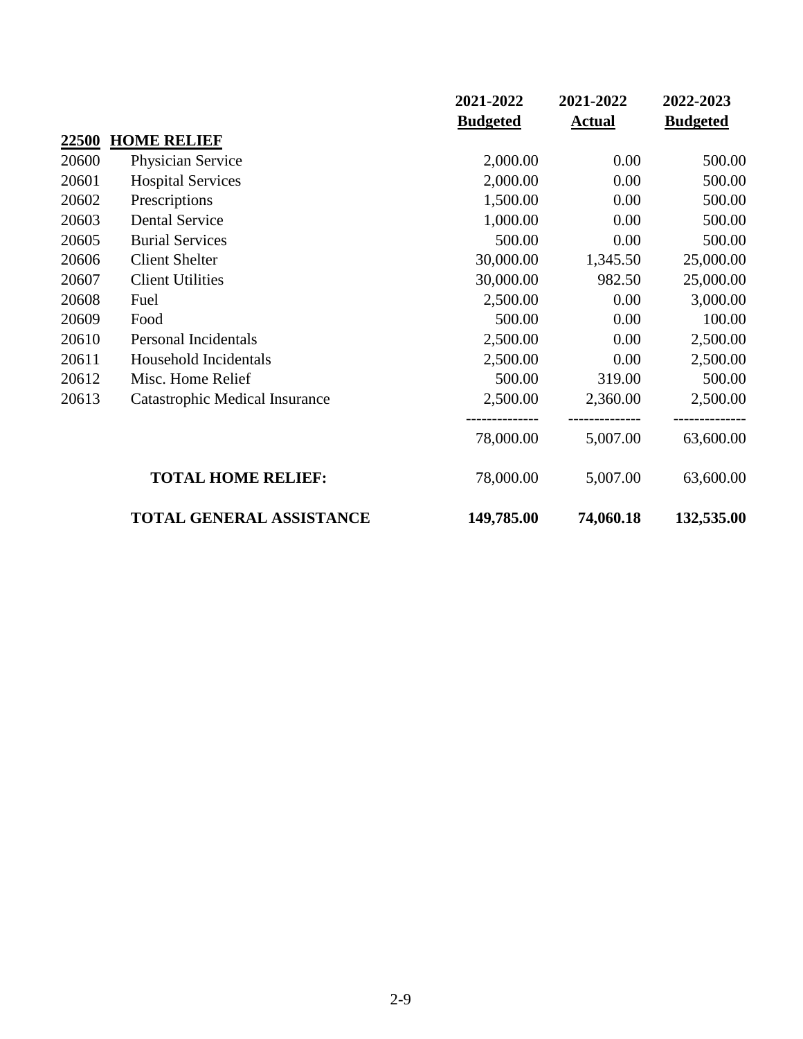| | | 2021-2022 Budgeted | 2021-2022 Actual | 2022-2023 Budgeted |
|---|---|---|---|---|
| **22500** | **HOME RELIEF** | | | |
| 20600 | Physician Service | 2,000.00 | 0.00 | 500.00 |
| 20601 | Hospital Services | 2,000.00 | 0.00 | 500.00 |
| 20602 | Prescriptions | 1,500.00 | 0.00 | 500.00 |
| 20603 | Dental Service | 1,000.00 | 0.00 | 500.00 |
| 20605 | Burial Services | 500.00 | 0.00 | 500.00 |
| 20606 | Client Shelter | 30,000.00 | 1,345.50 | 25,000.00 |
| 20607 | Client Utilities | 30,000.00 | 982.50 | 25,000.00 |
| 20608 | Fuel | 2,500.00 | 0.00 | 3,000.00 |
| 20609 | Food | 500.00 | 0.00 | 100.00 |
| 20610 | Personal Incidentals | 2,500.00 | 0.00 | 2,500.00 |
| 20611 | Household Incidentals | 2,500.00 | 0.00 | 2,500.00 |
| 20612 | Misc. Home Relief | 500.00 | 319.00 | 500.00 |
| 20613 | Catastrophic Medical Insurance | 2,500.00 | 2,360.00 | 2,500.00 |
| | | 78,000.00 | 5,007.00 | 63,600.00 |
| | **TOTAL HOME RELIEF:** | 78,000.00 | 5,007.00 | 63,600.00 |
| | **TOTAL GENERAL ASSISTANCE** | **149,785.00** | **74,060.18** | **132,535.00** |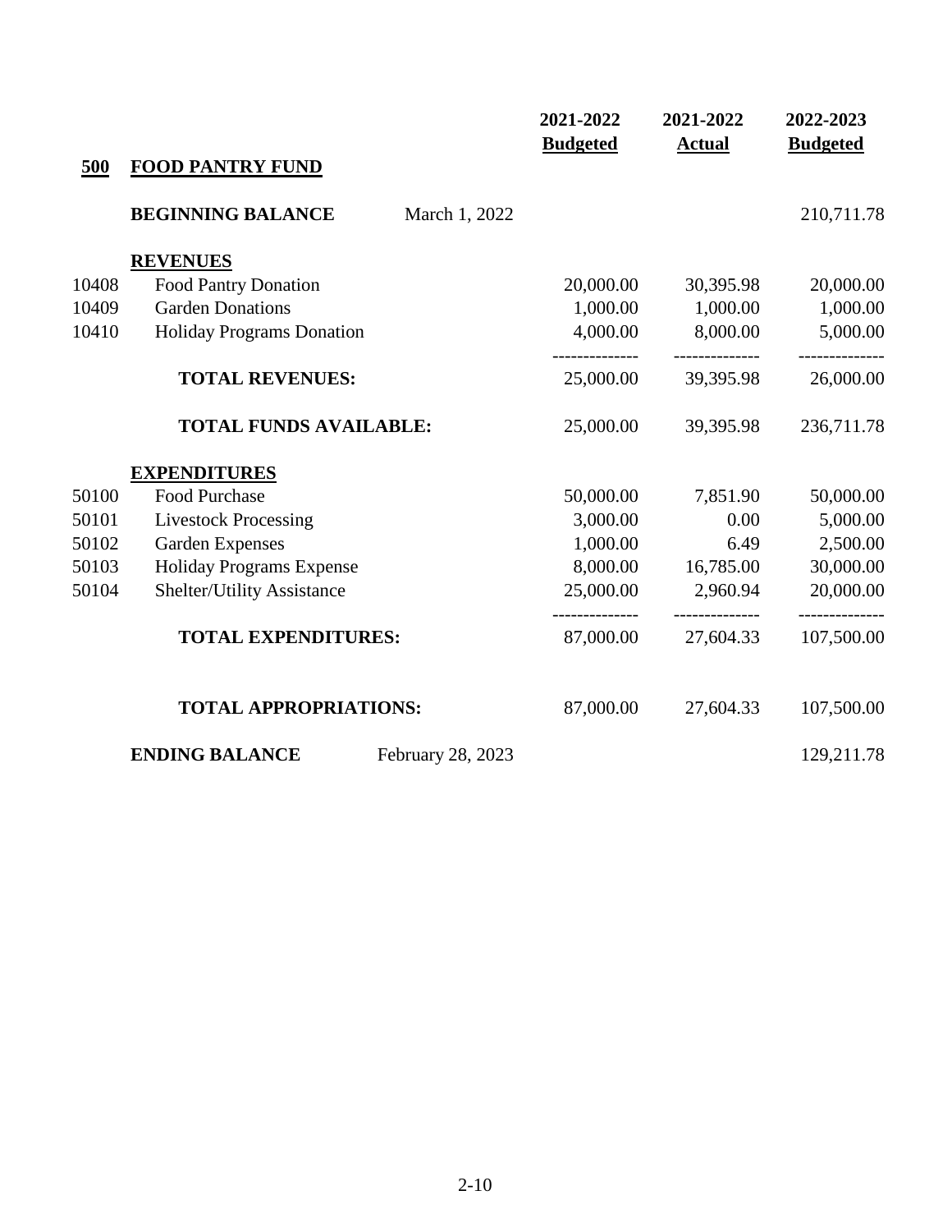| | | | 2021-2022 Budgeted | 2021-2022 Actual | 2022-2023 Budgeted |
|---|---|---|---|---|---|
| **500** | **FOOD PANTRY FUND** | | | | |
| | **BEGINNING BALANCE** | March 1, 2022 | | | 210,711.78 |
| | **REVENUES** | | | | |
| 10408 | Food Pantry Donation | | 20,000.00 | 30,395.98 | 20,000.00 |
| 10409 | Garden Donations | | 1,000.00 | 1,000.00 | 1,000.00 |
| 10410 | Holiday Programs Donation | | 4,000.00 | 8,000.00 | 5,000.00 |
| | **TOTAL REVENUES:** | | 25,000.00 | 39,395.98 | 26,000.00 |
| | **TOTAL FUNDS AVAILABLE:** | | 25,000.00 | 39,395.98 | 236,711.78 |
| | **EXPENDITURES** | | | | |
| 50100 | Food Purchase | | 50,000.00 | 7,851.90 | 50,000.00 |
| 50101 | Livestock Processing | | 3,000.00 | 0.00 | 5,000.00 |
| 50102 | Garden Expenses | | 1,000.00 | 6.49 | 2,500.00 |
| 50103 | Holiday Programs Expense | | 8,000.00 | 16,785.00 | 30,000.00 |
| 50104 | Shelter/Utility Assistance | | 25,000.00 | 2,960.94 | 20,000.00 |
| | **TOTAL EXPENDITURES:** | | 87,000.00 | 27,604.33 | 107,500.00 |
| | **TOTAL APPROPRIATIONS:** | | 87,000.00 | 27,604.33 | 107,500.00 |
| | **ENDING BALANCE** | February 28, 2023 | | | 129,211.78 |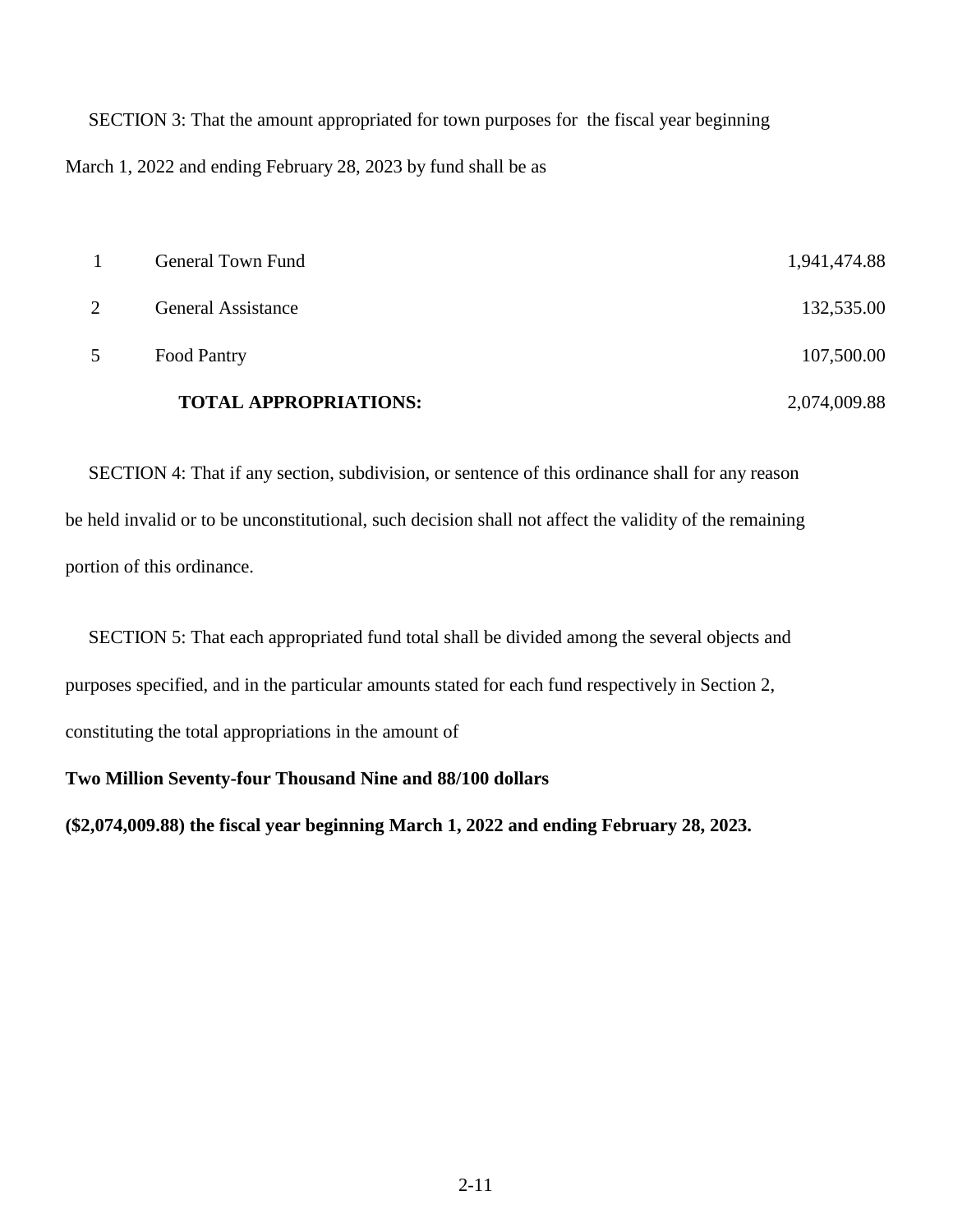SECTION 3: That the amount appropriated for town purposes for the fiscal year beginning March 1, 2022 and ending February 28, 2023 by fund shall be as

| | | |
|---|---|---|
| 1 | General Town Fund | 1,941,474.88 |
| 2 | General Assistance | 132,535.00 |
| 5 | Food Pantry | 107,500.00 |
| | **TOTAL APPROPRIATIONS:** | 2,074,009.88 |

SECTION 4: That if any section, subdivision, or sentence of this ordinance shall for any reason be held invalid or to be unconstitutional, such decision shall not affect the validity of the remaining portion of this ordinance.

SECTION 5: That each appropriated fund total shall be divided among the several objects and purposes specified, and in the particular amounts stated for each fund respectively in Section 2, constituting the total appropriations in the amount of

**Two Million Seventy-four Thousand Nine and 88/100 dollars**

**($2,074,009.88) the fiscal year beginning March 1, 2022 and ending February 28, 2023.**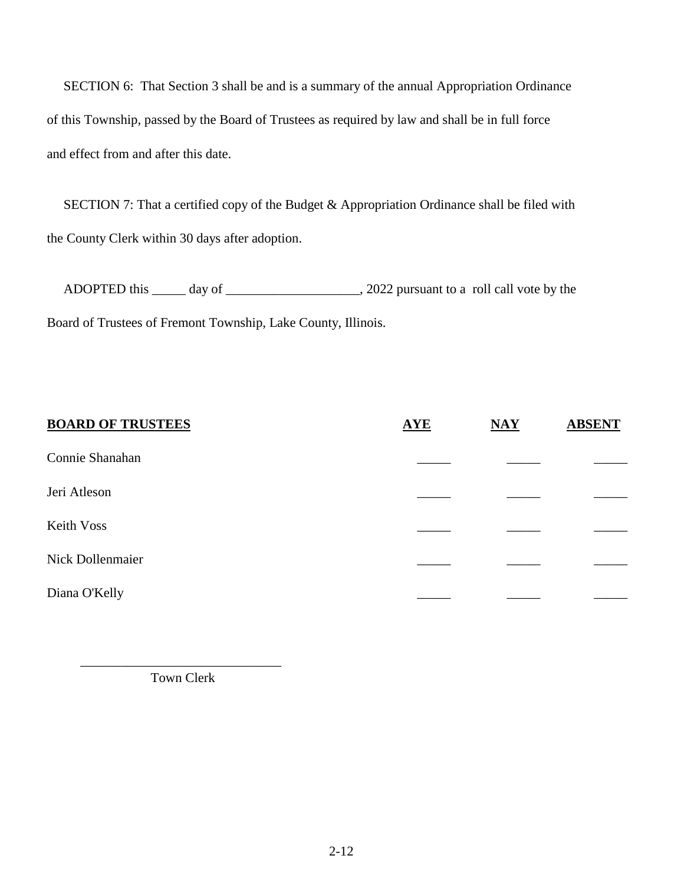SECTION 6: That Section 3 shall be and is a summary of the annual Appropriation Ordinance of this Township, passed by the Board of Trustees as required by law and shall be in full force and effect from and after this date.

SECTION 7: That a certified copy of the Budget & Appropriation Ordinance shall be filed with the County Clerk within 30 days after adoption.

ADOPTED this _____ day of ____________________, 2022 pursuant to a roll call vote by the Board of Trustees of Fremont Township, Lake County, Illinois.

| **BOARD OF TRUSTEES** | **AYE** | **NAY** | **ABSENT** |
|---|---|---|---|
| Connie Shanahan | _____ | _____ | _____ |
| Jeri Atleson | _____ | _____ | _____ |
| Keith Voss | _____ | _____ | _____ |
| Nick Dollenmaier | _____ | _____ | _____ |
| Diana O'Kelly | _____ | _____ | _____ |

______________________________
Town Clerk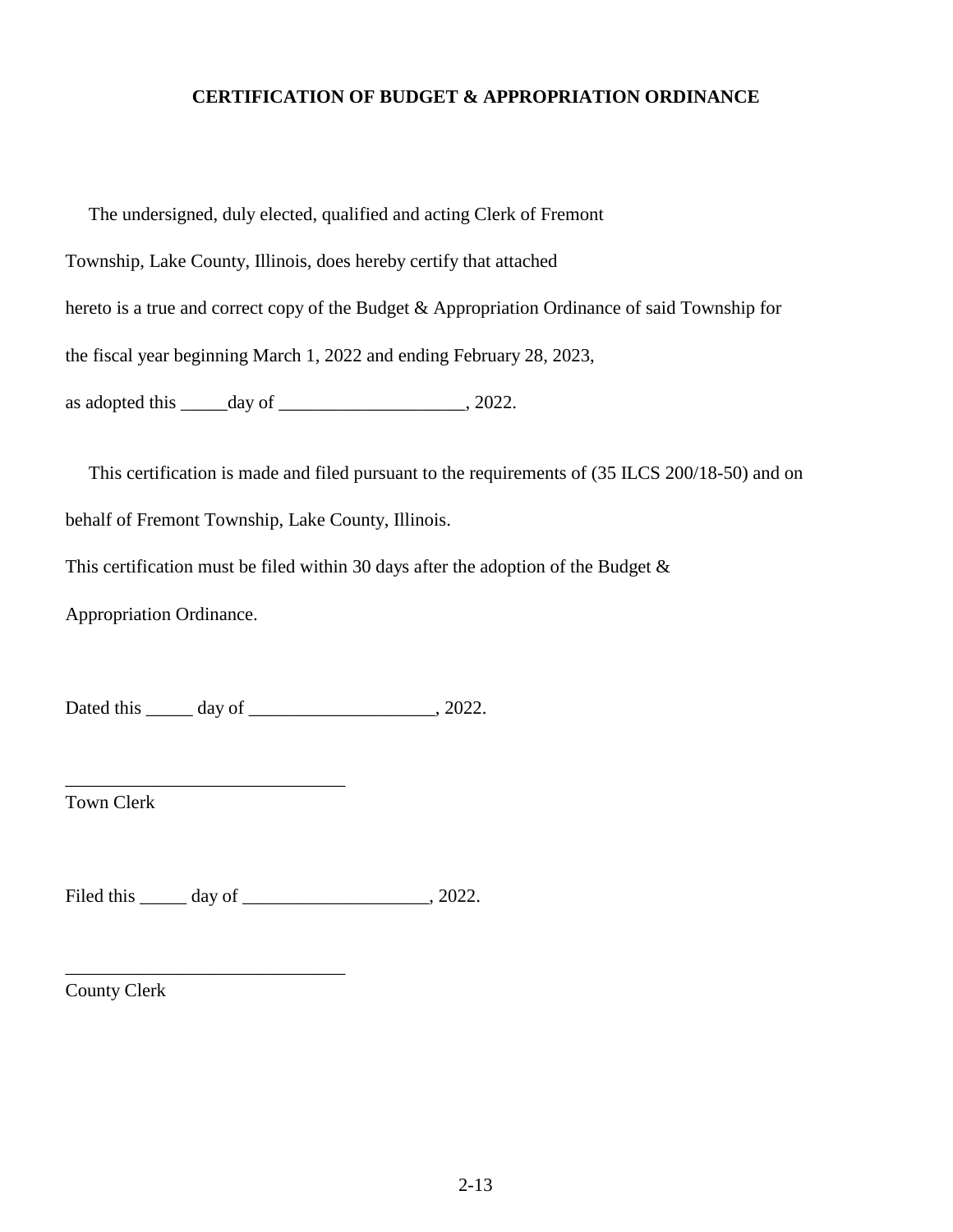**CERTIFICATION OF BUDGET & APPROPRIATION ORDINANCE**

The undersigned, duly elected, qualified and acting Clerk of Fremont Township, Lake County, Illinois, does hereby certify that attached hereto is a true and correct copy of the Budget & Appropriation Ordinance of said Township for the fiscal year beginning March 1, 2022 and ending February 28, 2023, as adopted this _____day of ____________________, 2022.

This certification is made and filed pursuant to the requirements of (35 ILCS 200/18-50) and on behalf of Fremont Township, Lake County, Illinois.

This certification must be filed within 30 days after the adoption of the Budget & Appropriation Ordinance.

Dated this _____ day of ____________________, 2022.

______________________________
Town Clerk

Filed this _____ day of ____________________, 2022.

______________________________
County Clerk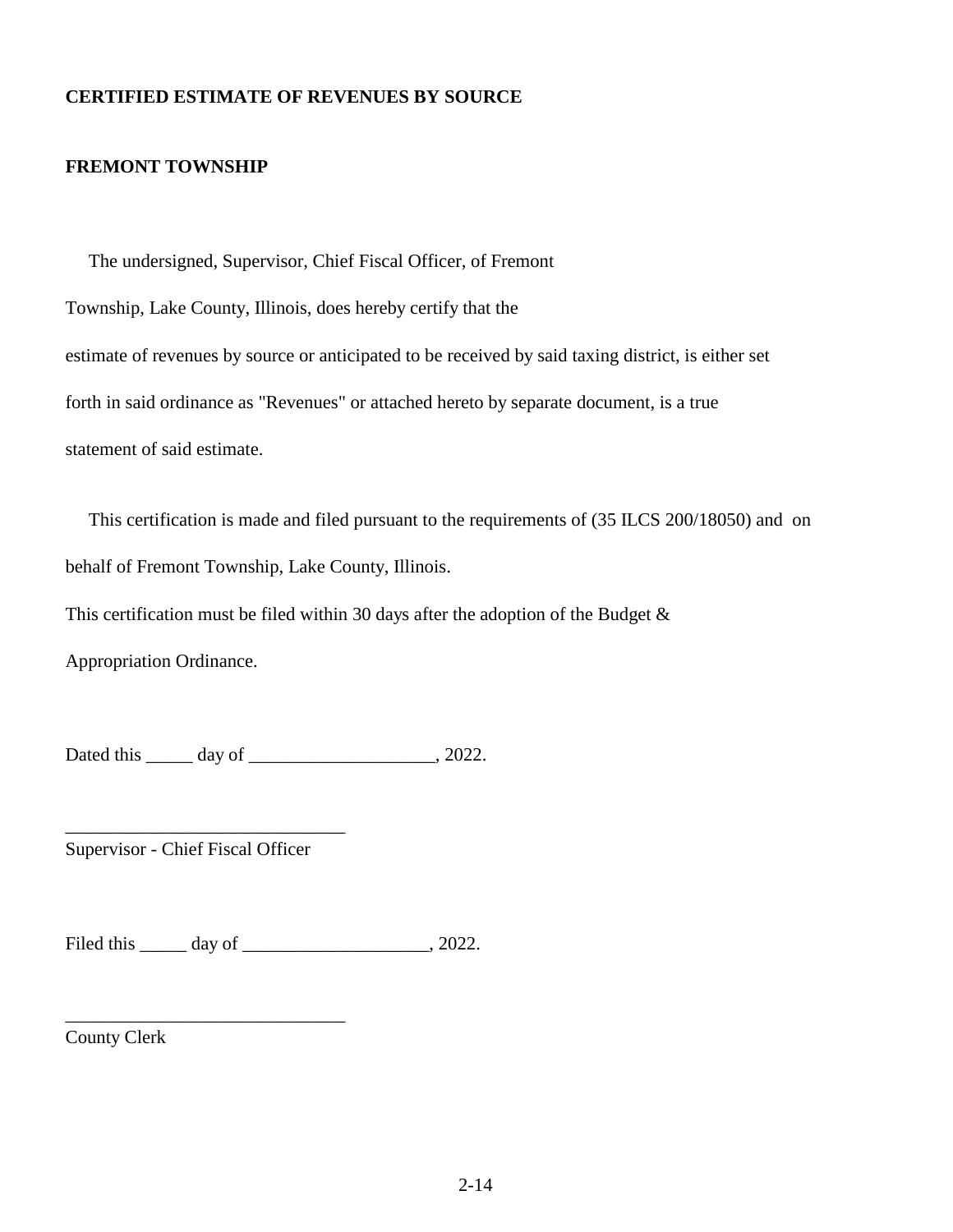**CERTIFIED ESTIMATE OF REVENUES BY SOURCE**

**FREMONT TOWNSHIP**

The undersigned, Supervisor, Chief Fiscal Officer, of Fremont Township, Lake County, Illinois, does hereby certify that the estimate of revenues by source or anticipated to be received by said taxing district, is either set forth in said ordinance as "Revenues" or attached hereto by separate document, is a true statement of said estimate.

This certification is made and filed pursuant to the requirements of (35 ILCS 200/18050) and on behalf of Fremont Township, Lake County, Illinois.
This certification must be filed within 30 days after the adoption of the Budget & Appropriation Ordinance.

Dated this _____ day of ____________________, 2022.

______________________________
Supervisor - Chief Fiscal Officer

Filed this _____ day of ____________________, 2022.

______________________________
County Clerk